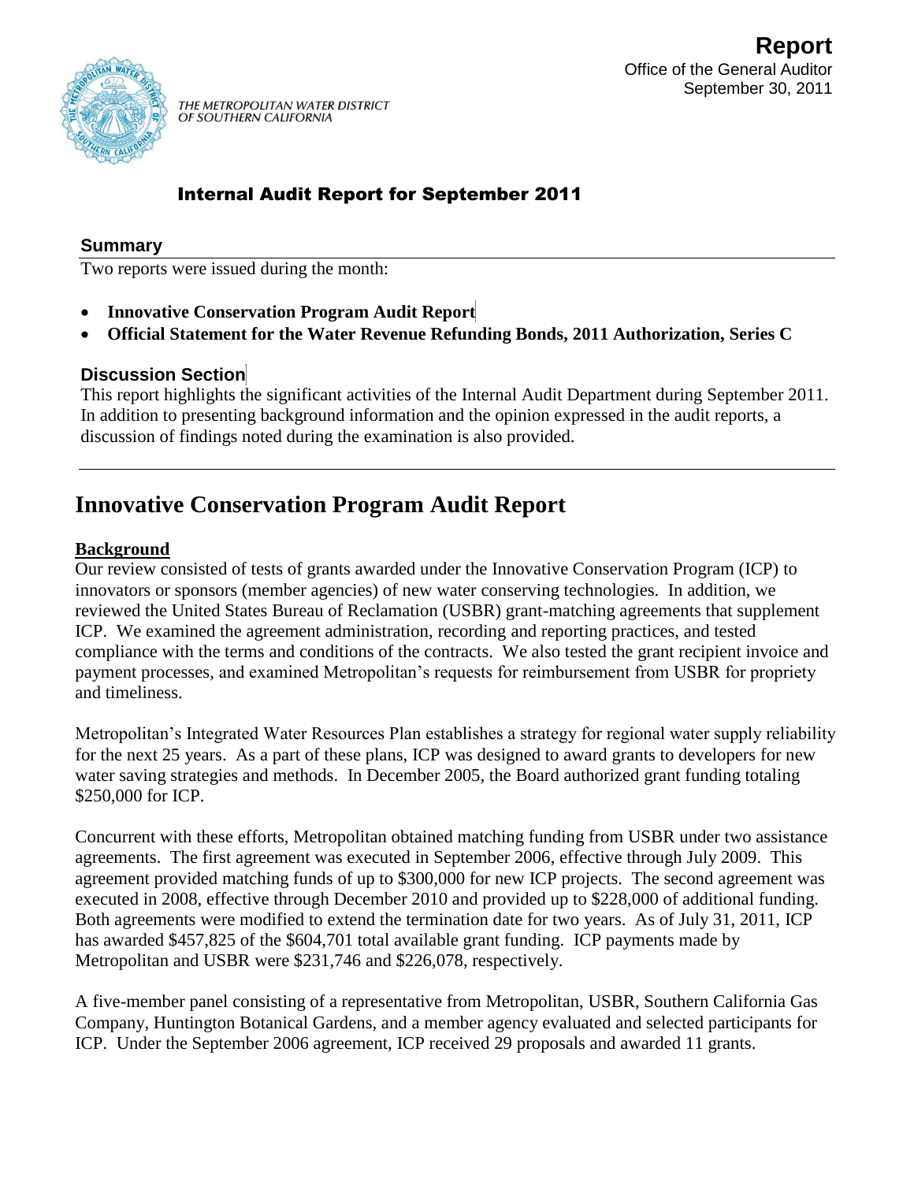**Report**
Office of the General Auditor
September 30, 2011

THE METROPOLITAN WATER DISTRICT OF SOUTHERN CALIFORNIA

# Internal Audit Report for September 2011

## Summary

Two reports were issued during the month:

- **Innovative Conservation Program Audit Report**
- **Official Statement for the Water Revenue Refunding Bonds, 2011 Authorization, Series C**

## Discussion Section

This report highlights the significant activities of the Internal Audit Department during September 2011. In addition to presenting background information and the opinion expressed in the audit reports, a discussion of findings noted during the examination is also provided.

# Innovative Conservation Program Audit Report

### Background

Our review consisted of tests of grants awarded under the Innovative Conservation Program (ICP) to innovators or sponsors (member agencies) of new water conserving technologies. In addition, we reviewed the United States Bureau of Reclamation (USBR) grant-matching agreements that supplement ICP. We examined the agreement administration, recording and reporting practices, and tested compliance with the terms and conditions of the contracts. We also tested the grant recipient invoice and payment processes, and examined Metropolitan's requests for reimbursement from USBR for propriety and timeliness.

Metropolitan's Integrated Water Resources Plan establishes a strategy for regional water supply reliability for the next 25 years. As a part of these plans, ICP was designed to award grants to developers for new water saving strategies and methods. In December 2005, the Board authorized grant funding totaling $250,000 for ICP.

Concurrent with these efforts, Metropolitan obtained matching funding from USBR under two assistance agreements. The first agreement was executed in September 2006, effective through July 2009. This agreement provided matching funds of up to $300,000 for new ICP projects. The second agreement was executed in 2008, effective through December 2010 and provided up to $228,000 of additional funding. Both agreements were modified to extend the termination date for two years. As of July 31, 2011, ICP has awarded $457,825 of the $604,701 total available grant funding. ICP payments made by Metropolitan and USBR were $231,746 and $226,078, respectively.

A five-member panel consisting of a representative from Metropolitan, USBR, Southern California Gas Company, Huntington Botanical Gardens, and a member agency evaluated and selected participants for ICP. Under the September 2006 agreement, ICP received 29 proposals and awarded 11 grants.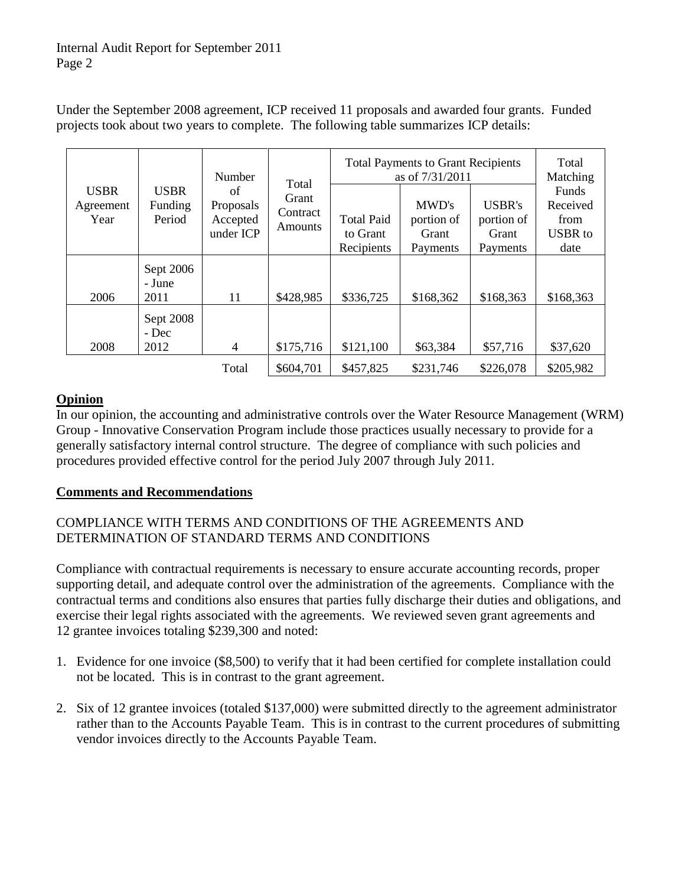Under the September 2008 agreement, ICP received 11 proposals and awarded four grants. Funded projects took about two years to complete. The following table summarizes ICP details:

| USBR Agreement Year | USBR Funding Period | Number of Proposals Accepted under ICP | Total Grant Contract Amounts | Total Payments to Grant Recipients as of 7/31/2011 | | | Total Matching Funds Received from USBR to date |
|---|---|---|---|---|---|---|---|
| | | | | Total Paid to Grant Recipients | MWD's portion of Grant Payments | USBR's portion of Grant Payments | |
| 2006 | Sept 2006 - June 2011 | 11 | $428,985 | $336,725 | $168,362 | $168,363 | $168,363 |
| 2008 | Sept 2008 - Dec 2012 | 4 | $175,716 | $121,100 | $63,384 | $57,716 | $37,620 |
| | | Total | $604,701 | $457,825 | $231,746 | $226,078 | $205,982 |

## Opinion

In our opinion, the accounting and administrative controls over the Water Resource Management (WRM) Group - Innovative Conservation Program include those practices usually necessary to provide for a generally satisfactory internal control structure. The degree of compliance with such policies and procedures provided effective control for the period July 2007 through July 2011.

## Comments and Recommendations

### COMPLIANCE WITH TERMS AND CONDITIONS OF THE AGREEMENTS AND DETERMINATION OF STANDARD TERMS AND CONDITIONS

Compliance with contractual requirements is necessary to ensure accurate accounting records, proper supporting detail, and adequate control over the administration of the agreements. Compliance with the contractual terms and conditions also ensures that parties fully discharge their duties and obligations, and exercise their legal rights associated with the agreements. We reviewed seven grant agreements and 12 grantee invoices totaling $239,300 and noted:

1. Evidence for one invoice ($8,500) to verify that it had been certified for complete installation could not be located. This is in contrast to the grant agreement.
2. Six of 12 grantee invoices (totaled $137,000) were submitted directly to the agreement administrator rather than to the Accounts Payable Team. This is in contrast to the current procedures of submitting vendor invoices directly to the Accounts Payable Team.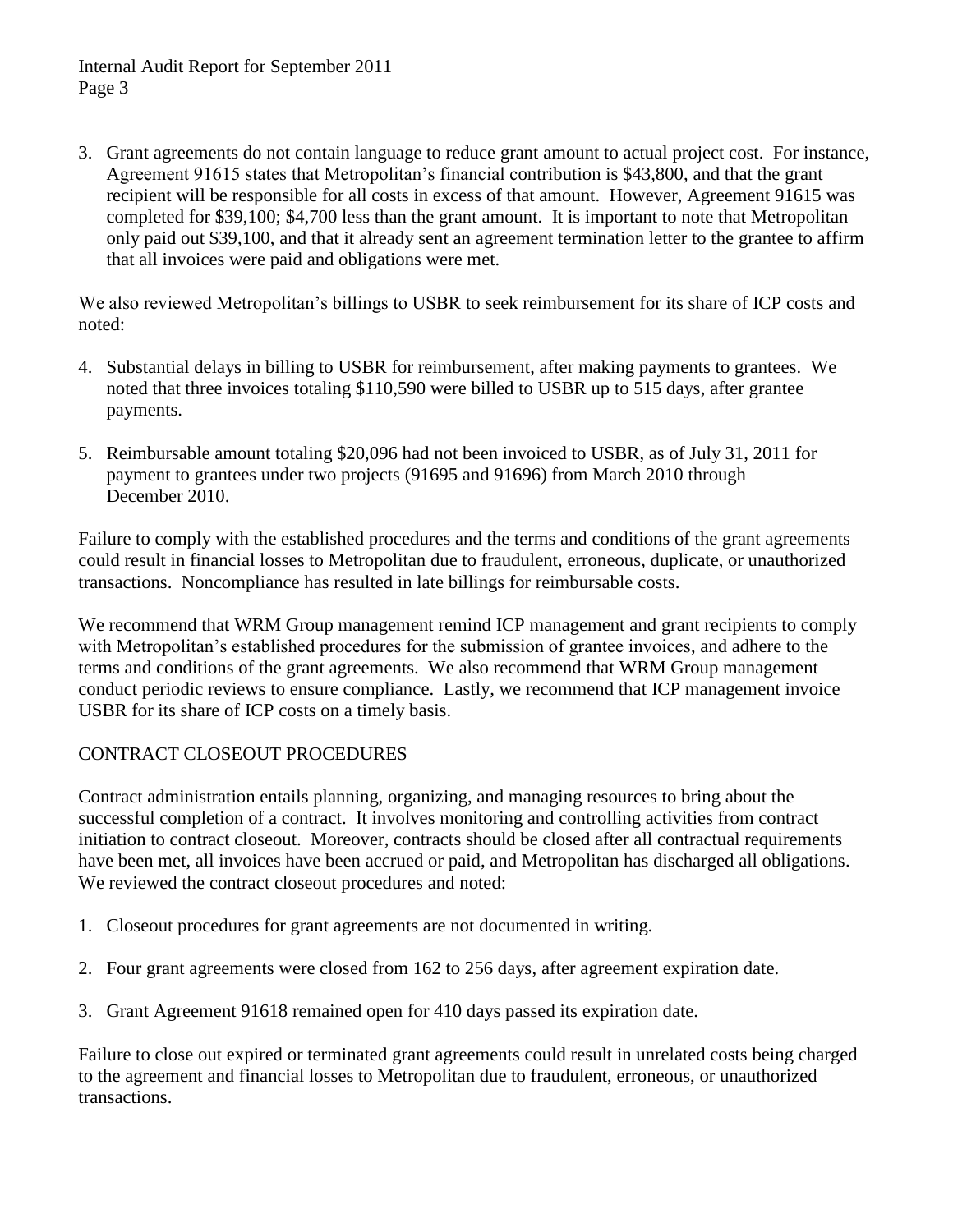3. Grant agreements do not contain language to reduce grant amount to actual project cost. For instance, Agreement 91615 states that Metropolitan's financial contribution is $43,800, and that the grant recipient will be responsible for all costs in excess of that amount. However, Agreement 91615 was completed for $39,100; $4,700 less than the grant amount. It is important to note that Metropolitan only paid out $39,100, and that it already sent an agreement termination letter to the grantee to affirm that all invoices were paid and obligations were met.

We also reviewed Metropolitan's billings to USBR to seek reimbursement for its share of ICP costs and noted:

4. Substantial delays in billing to USBR for reimbursement, after making payments to grantees. We noted that three invoices totaling $110,590 were billed to USBR up to 515 days, after grantee payments.
5. Reimbursable amount totaling $20,096 had not been invoiced to USBR, as of July 31, 2011 for payment to grantees under two projects (91695 and 91696) from March 2010 through December 2010.

Failure to comply with the established procedures and the terms and conditions of the grant agreements could result in financial losses to Metropolitan due to fraudulent, erroneous, duplicate, or unauthorized transactions. Noncompliance has resulted in late billings for reimbursable costs.

We recommend that WRM Group management remind ICP management and grant recipients to comply with Metropolitan's established procedures for the submission of grantee invoices, and adhere to the terms and conditions of the grant agreements. We also recommend that WRM Group management conduct periodic reviews to ensure compliance. Lastly, we recommend that ICP management invoice USBR for its share of ICP costs on a timely basis.

## CONTRACT CLOSEOUT PROCEDURES

Contract administration entails planning, organizing, and managing resources to bring about the successful completion of a contract. It involves monitoring and controlling activities from contract initiation to contract closeout. Moreover, contracts should be closed after all contractual requirements have been met, all invoices have been accrued or paid, and Metropolitan has discharged all obligations. We reviewed the contract closeout procedures and noted:

1. Closeout procedures for grant agreements are not documented in writing.
2. Four grant agreements were closed from 162 to 256 days, after agreement expiration date.
3. Grant Agreement 91618 remained open for 410 days passed its expiration date.

Failure to close out expired or terminated grant agreements could result in unrelated costs being charged to the agreement and financial losses to Metropolitan due to fraudulent, erroneous, or unauthorized transactions.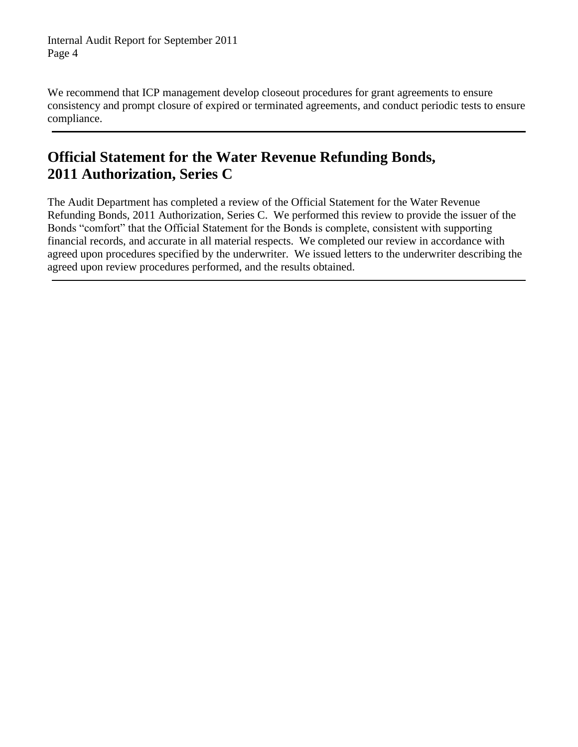We recommend that ICP management develop closeout procedures for grant agreements to ensure consistency and prompt closure of expired or terminated agreements, and conduct periodic tests to ensure compliance.

---

## Official Statement for the Water Revenue Refunding Bonds, 2011 Authorization, Series C

The Audit Department has completed a review of the Official Statement for the Water Revenue Refunding Bonds, 2011 Authorization, Series C. We performed this review to provide the issuer of the Bonds "comfort" that the Official Statement for the Bonds is complete, consistent with supporting financial records, and accurate in all material respects. We completed our review in accordance with agreed upon procedures specified by the underwriter. We issued letters to the underwriter describing the agreed upon review procedures performed, and the results obtained.

---